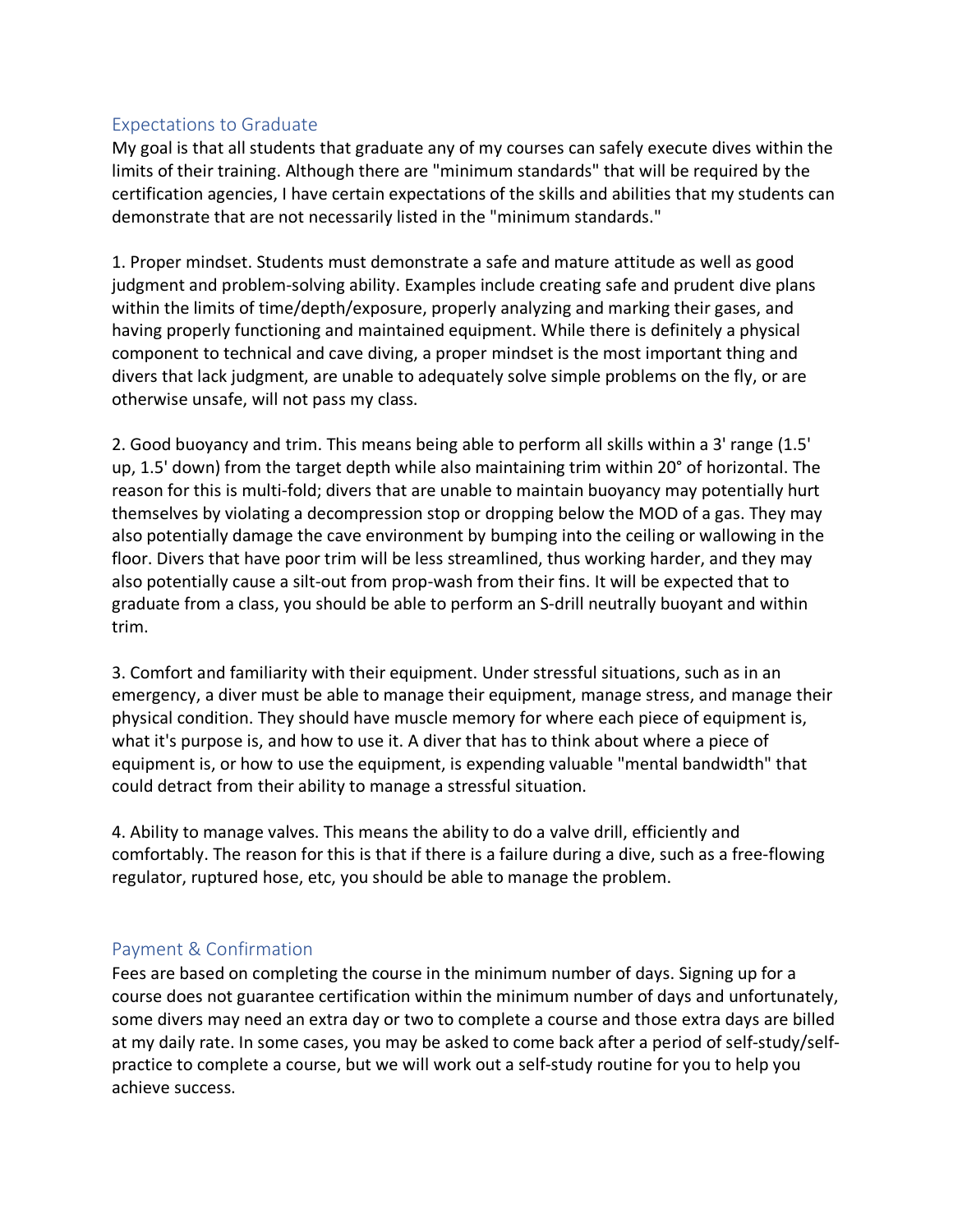## Expectations to Graduate

My goal is that all students that graduate any of my courses can safely execute dives within the limits of their training. Although there are "minimum standards" that will be required by the certification agencies, I have certain expectations of the skills and abilities that my students can demonstrate that are not necessarily listed in the "minimum standards."

1. Proper mindset. Students must demonstrate a safe and mature attitude as well as good judgment and problem-solving ability. Examples include creating safe and prudent dive plans within the limits of time/depth/exposure, properly analyzing and marking their gases, and having properly functioning and maintained equipment. While there is definitely a physical component to technical and cave diving, a proper mindset is the most important thing and divers that lack judgment, are unable to adequately solve simple problems on the fly, or are otherwise unsafe, will not pass my class.

2. Good buoyancy and trim. This means being able to perform all skills within a 3' range (1.5' up, 1.5' down) from the target depth while also maintaining trim within 20° of horizontal. The reason for this is multi-fold; divers that are unable to maintain buoyancy may potentially hurt themselves by violating a decompression stop or dropping below the MOD of a gas. They may also potentially damage the cave environment by bumping into the ceiling or wallowing in the floor. Divers that have poor trim will be less streamlined, thus working harder, and they may also potentially cause a silt-out from prop-wash from their fins. It will be expected that to graduate from a class, you should be able to perform an S-drill neutrally buoyant and within trim.

3. Comfort and familiarity with their equipment. Under stressful situations, such as in an emergency, a diver must be able to manage their equipment, manage stress, and manage their physical condition. They should have muscle memory for where each piece of equipment is, what it's purpose is, and how to use it. A diver that has to think about where a piece of equipment is, or how to use the equipment, is expending valuable "mental bandwidth" that could detract from their ability to manage a stressful situation.

4. Ability to manage valves. This means the ability to do a valve drill, efficiently and comfortably. The reason for this is that if there is a failure during a dive, such as a free-flowing regulator, ruptured hose, etc, you should be able to manage the problem.

## Payment & Confirmation

Fees are based on completing the course in the minimum number of days. Signing up for a course does not guarantee certification within the minimum number of days and unfortunately, some divers may need an extra day or two to complete a course and those extra days are billed at my daily rate. In some cases, you may be asked to come back after a period of self-study/self-practice to complete a course, but we will work out a self-study routine for you to help you achieve success.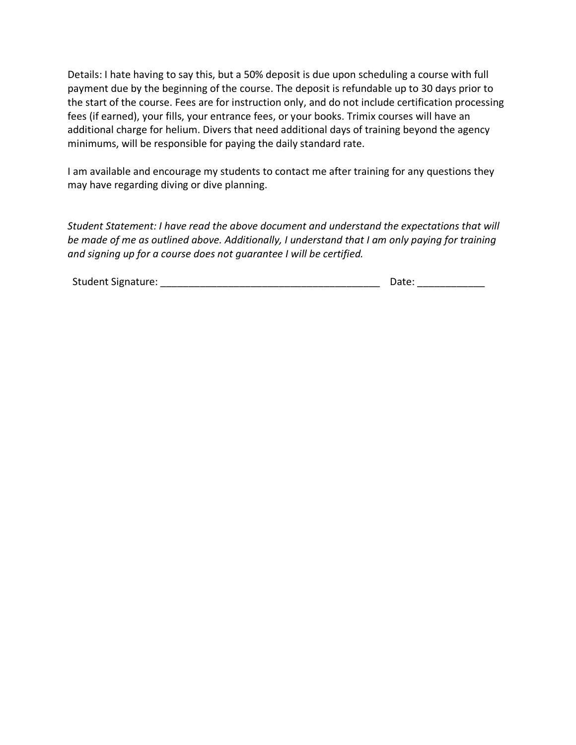Details: I hate having to say this, but a 50% deposit is due upon scheduling a course with full payment due by the beginning of the course. The deposit is refundable up to 30 days prior to the start of the course. Fees are for instruction only, and do not include certification processing fees (if earned), your fills, your entrance fees, or your books. Trimix courses will have an additional charge for helium. Divers that need additional days of training beyond the agency minimums, will be responsible for paying the daily standard rate.

I am available and encourage my students to contact me after training for any questions they may have regarding diving or dive planning.

*Student Statement: I have read the above document and understand the expectations that will be made of me as outlined above. Additionally, I understand that I am only paying for training and signing up for a course does not guarantee I will be certified.*

Student Signature: ________________________________________ Date: ____________